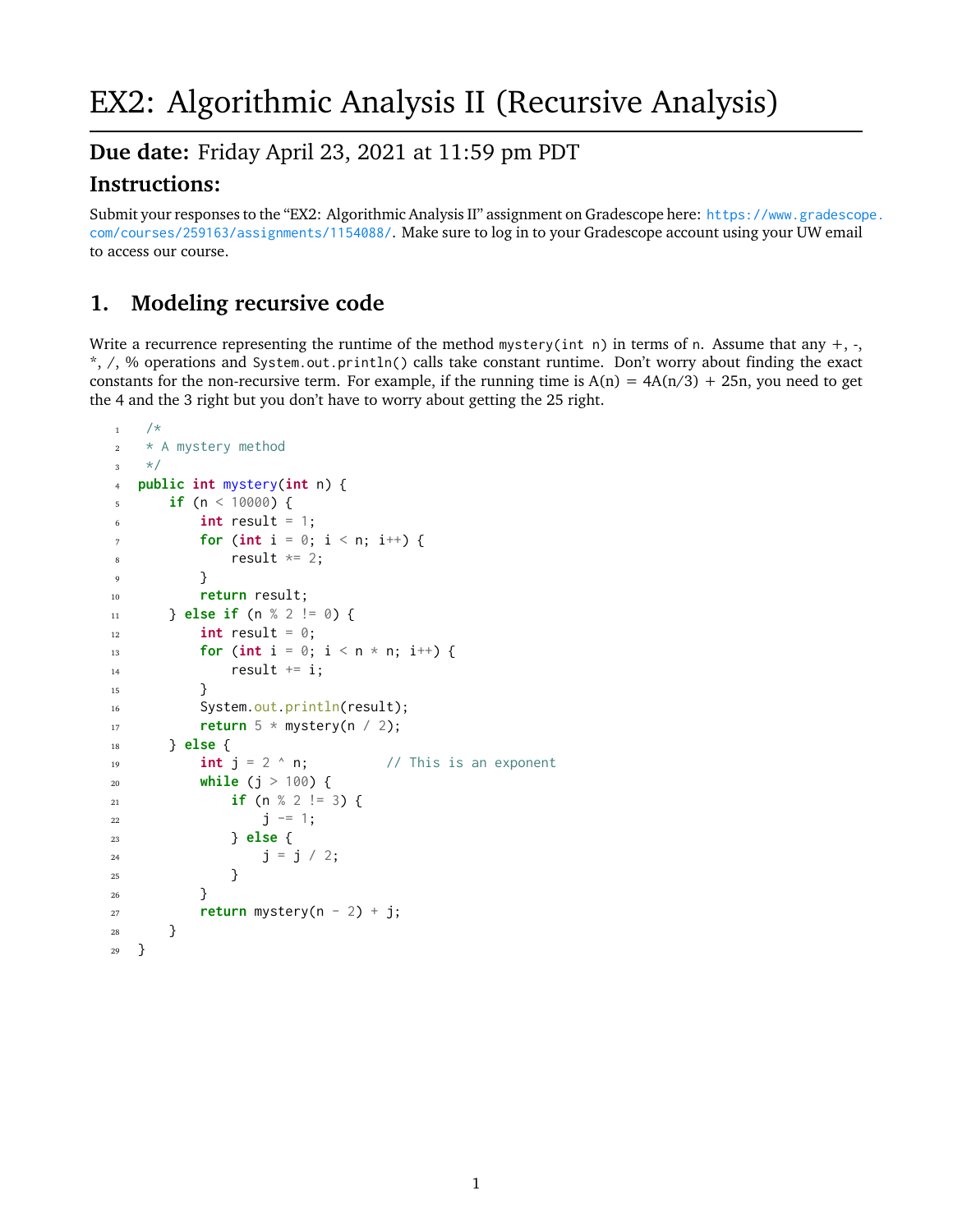# EX2: Algorithmic Analysis II (Recursive Analysis)

## Due date: Friday April 23, 2021 at 11:59 pm PDT

## Instructions:

Submit your responses to the "EX2: Algorithmic Analysis II" assignment on Gradescope here: https://www.gradescope.com/courses/259163/assignments/1154088/. Make sure to log in to your Gradescope account using your UW email to access our course.

## 1. Modeling recursive code

Write a recurrence representing the runtime of the method `mystery(int n)` in terms of `n`. Assume that any +, -, *, /, % operations and `System.out.println()` calls take constant runtime. Don't worry about finding the exact constants for the non-recursive term. For example, if the running time is $A(n) = 4A(n/3) + 25n$, you need to get the 4 and the 3 right but you don't have to worry about getting the 25 right.

```java
/*
 * A mystery method
 */
public int mystery(int n) {
    if (n < 10000) {
        int result = 1;
        for (int i = 0; i < n; i++) {
            result *= 2;
        }
        return result;
    } else if (n % 2 != 0) {
        int result = 0;
        for (int i = 0; i < n * n; i++) {
            result += i;
        }
        System.out.println(result);
        return 5 * mystery(n / 2);
    } else {
        int j = 2 ^ n;          // This is an exponent
        while (j > 100) {
            if (n % 2 != 3) {
                j -= 1;
            } else {
                j = j / 2;
            }
        }
        return mystery(n - 2) + j;
    }
}
```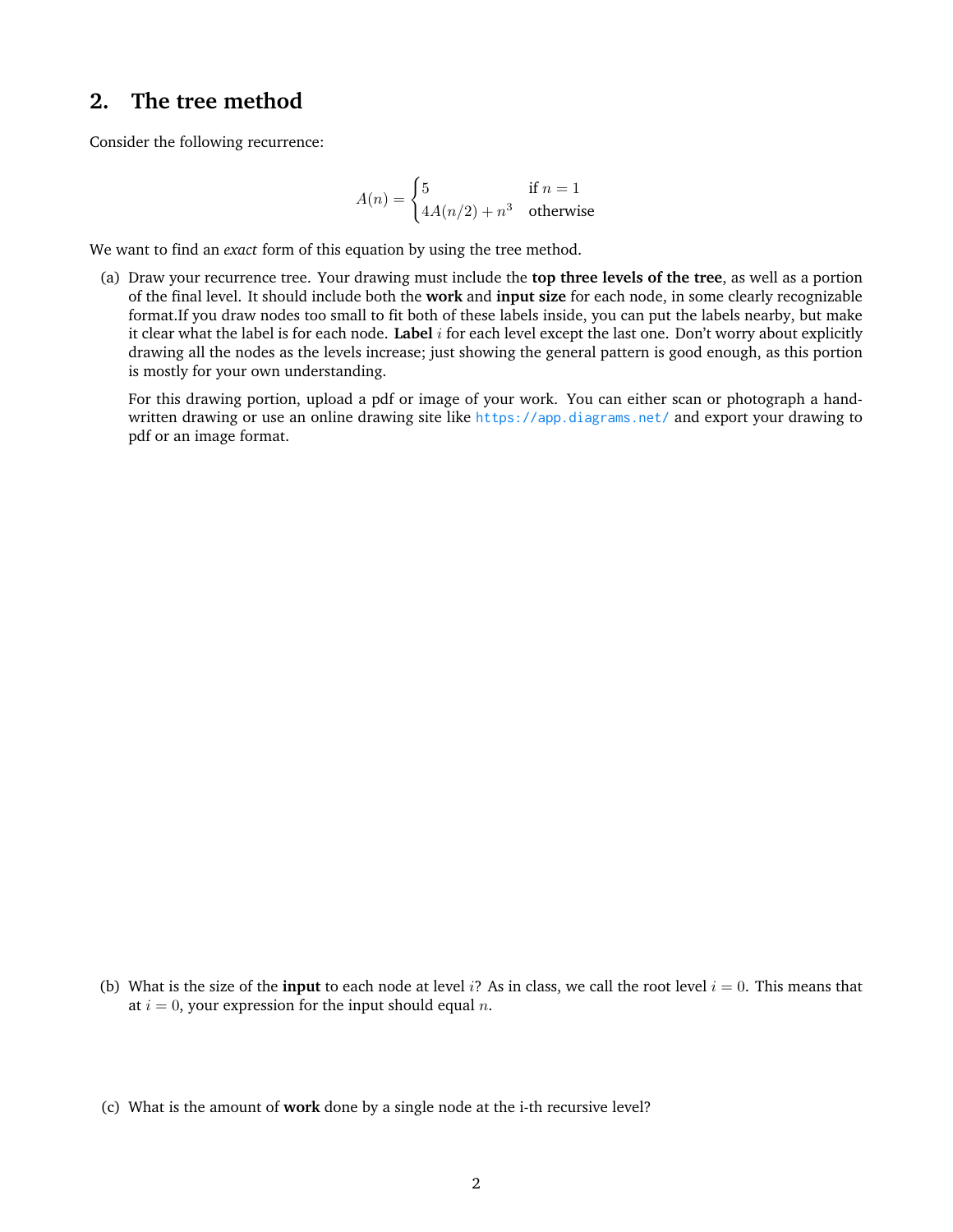## 2. The tree method

Consider the following recurrence:

$$A(n) = \begin{cases} 5 & \text{if } n = 1 \\ 4A(n/2) + n^3 & \text{otherwise} \end{cases}$$

We want to find an *exact* form of this equation by using the tree method.

(a) Draw your recurrence tree. Your drawing must include the **top three levels of the tree**, as well as a portion of the final level. It should include both the **work** and **input size** for each node, in some clearly recognizable format.If you draw nodes too small to fit both of these labels inside, you can put the labels nearby, but make it clear what the label is for each node. **Label** $i$ for each level except the last one. Don't worry about explicitly drawing all the nodes as the levels increase; just showing the general pattern is good enough, as this portion is mostly for your own understanding.

For this drawing portion, upload a pdf or image of your work. You can either scan or photograph a handwritten drawing or use an online drawing site like https://app.diagrams.net/ and export your drawing to pdf or an image format.

(b) What is the size of the **input** to each node at level $i$? As in class, we call the root level $i = 0$. This means that at $i = 0$, your expression for the input should equal $n$.

(c) What is the amount of **work** done by a single node at the i-th recursive level?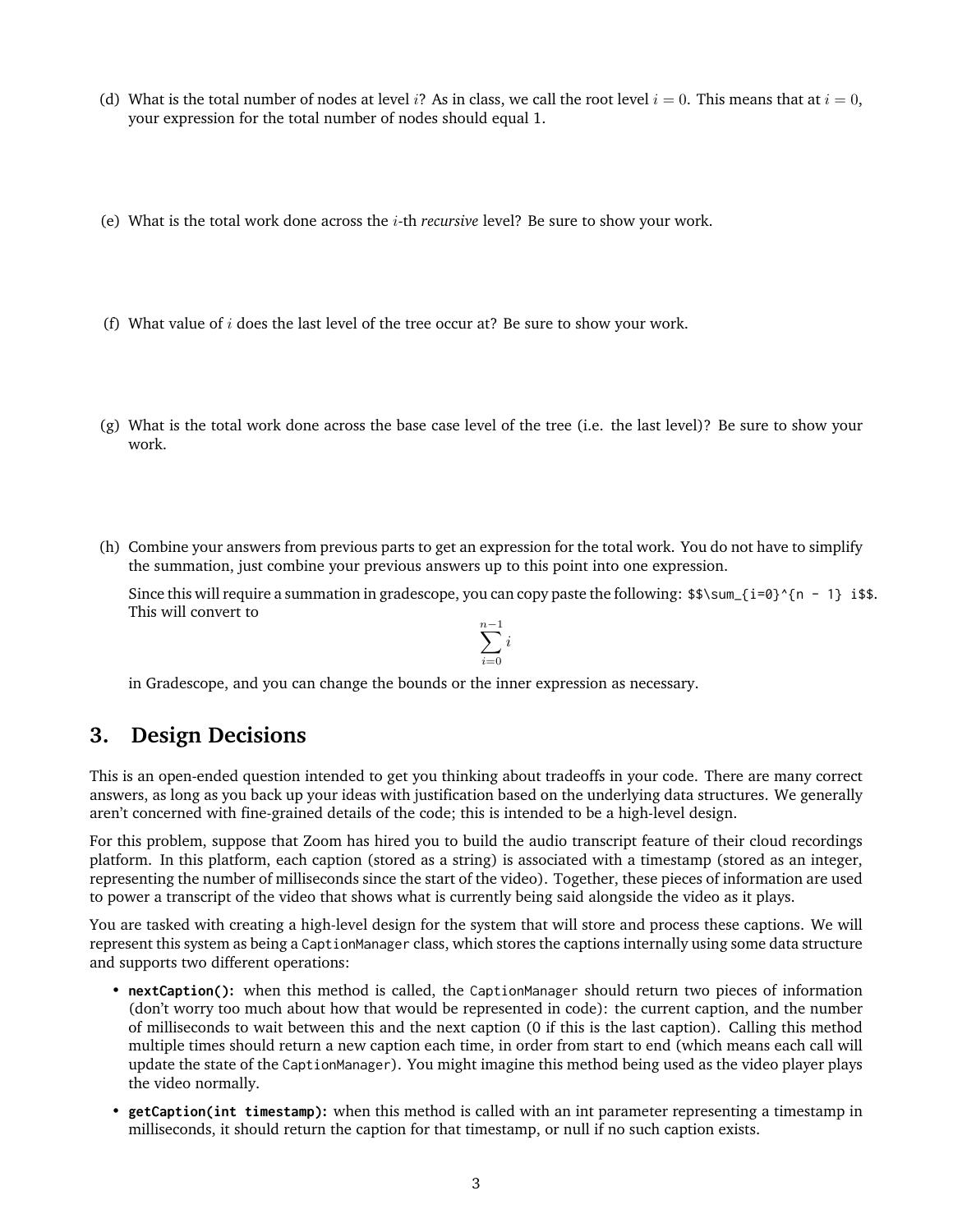(d) What is the total number of nodes at level $i$? As in class, we call the root level $i = 0$. This means that at $i = 0$, your expression for the total number of nodes should equal 1.

(e) What is the total work done across the $i$-th *recursive* level? Be sure to show your work.

(f) What value of $i$ does the last level of the tree occur at? Be sure to show your work.

(g) What is the total work done across the base case level of the tree (i.e. the last level)? Be sure to show your work.

(h) Combine your answers from previous parts to get an expression for the total work. You do not have to simplify the summation, just combine your previous answers up to this point into one expression.

Since this will require a summation in gradescope, you can copy paste the following: `$$\sum_{i=0}^{n - 1} i$$`. This will convert to

$$\sum_{i=0}^{n-1} i$$

in Gradescope, and you can change the bounds or the inner expression as necessary.

## 3. Design Decisions

This is an open-ended question intended to get you thinking about tradeoffs in your code. There are many correct answers, as long as you back up your ideas with justification based on the underlying data structures. We generally aren't concerned with fine-grained details of the code; this is intended to be a high-level design.

For this problem, suppose that Zoom has hired you to build the audio transcript feature of their cloud recordings platform. In this platform, each caption (stored as a string) is associated with a timestamp (stored as an integer, representing the number of milliseconds since the start of the video). Together, these pieces of information are used to power a transcript of the video that shows what is currently being said alongside the video as it plays.

You are tasked with creating a high-level design for the system that will store and process these captions. We will represent this system as being a `CaptionManager` class, which stores the captions internally using some data structure and supports two different operations:

- **`nextCaption()`:** when this method is called, the `CaptionManager` should return two pieces of information (don't worry too much about how that would be represented in code): the current caption, and the number of milliseconds to wait between this and the next caption (0 if this is the last caption). Calling this method multiple times should return a new caption each time, in order from start to end (which means each call will update the state of the `CaptionManager`). You might imagine this method being used as the video player plays the video normally.
- **`getCaption(int timestamp)`:** when this method is called with an int parameter representing a timestamp in milliseconds, it should return the caption for that timestamp, or null if no such caption exists.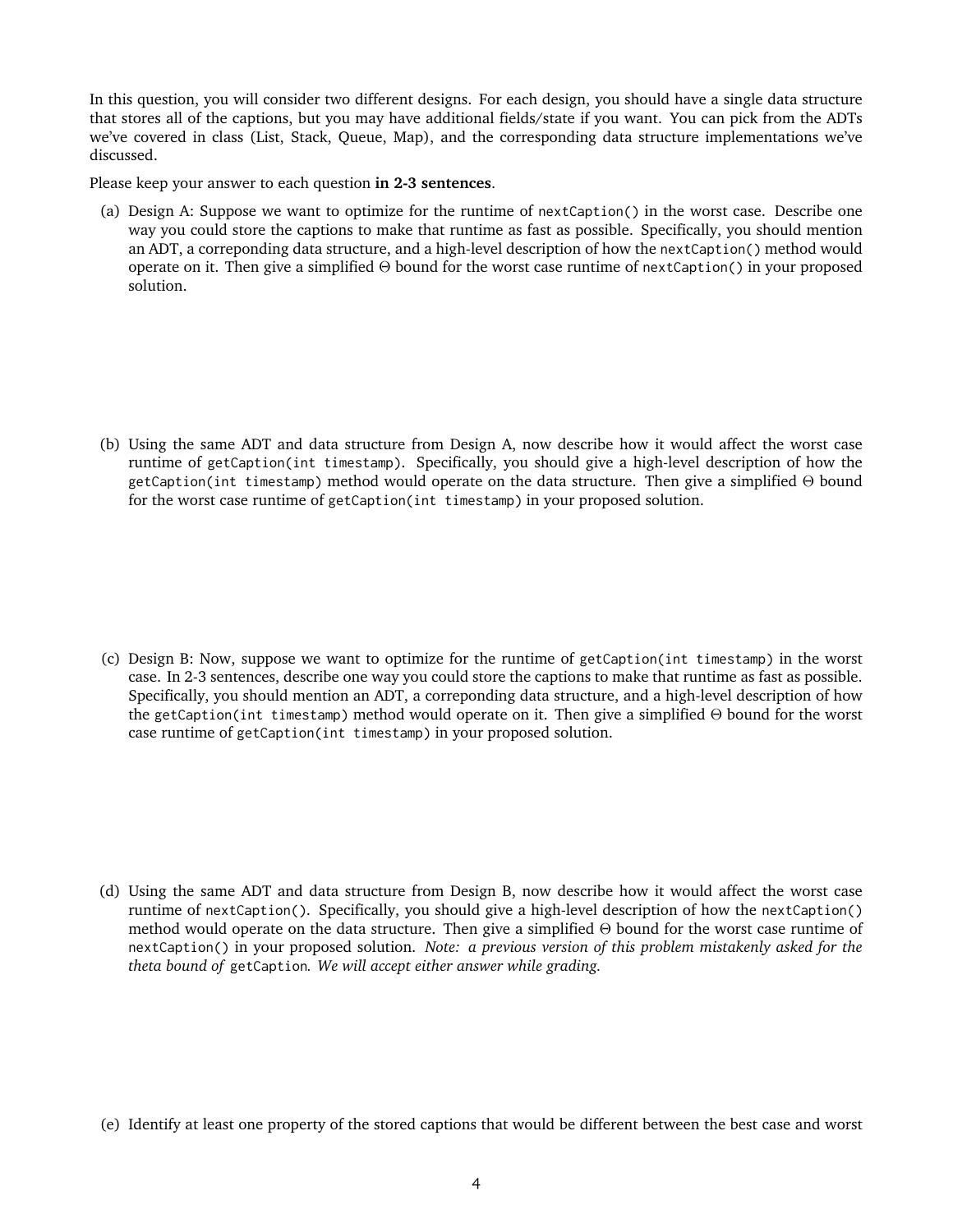In this question, you will consider two different designs. For each design, you should have a single data structure that stores all of the captions, but you may have additional fields/state if you want. You can pick from the ADTs we've covered in class (List, Stack, Queue, Map), and the corresponding data structure implementations we've discussed.

Please keep your answer to each question **in 2-3 sentences**.

(a) Design A: Suppose we want to optimize for the runtime of `nextCaption()` in the worst case. Describe one way you could store the captions to make that runtime as fast as possible. Specifically, you should mention an ADT, a correponding data structure, and a high-level description of how the `nextCaption()` method would operate on it. Then give a simplified $\Theta$ bound for the worst case runtime of `nextCaption()` in your proposed solution.

(b) Using the same ADT and data structure from Design A, now describe how it would affect the worst case runtime of `getCaption(int timestamp)`. Specifically, you should give a high-level description of how the `getCaption(int timestamp)` method would operate on the data structure. Then give a simplified $\Theta$ bound for the worst case runtime of `getCaption(int timestamp)` in your proposed solution.

(c) Design B: Now, suppose we want to optimize for the runtime of `getCaption(int timestamp)` in the worst case. In 2-3 sentences, describe one way you could store the captions to make that runtime as fast as possible. Specifically, you should mention an ADT, a correponding data structure, and a high-level description of how the `getCaption(int timestamp)` method would operate on it. Then give a simplified $\Theta$ bound for the worst case runtime of `getCaption(int timestamp)` in your proposed solution.

(d) Using the same ADT and data structure from Design B, now describe how it would affect the worst case runtime of `nextCaption()`. Specifically, you should give a high-level description of how the `nextCaption()` method would operate on the data structure. Then give a simplified $\Theta$ bound for the worst case runtime of `nextCaption()` in your proposed solution. *Note: a previous version of this problem mistakenly asked for the theta bound of* `getCaption`*. We will accept either answer while grading.*

(e) Identify at least one property of the stored captions that would be different between the best case and worst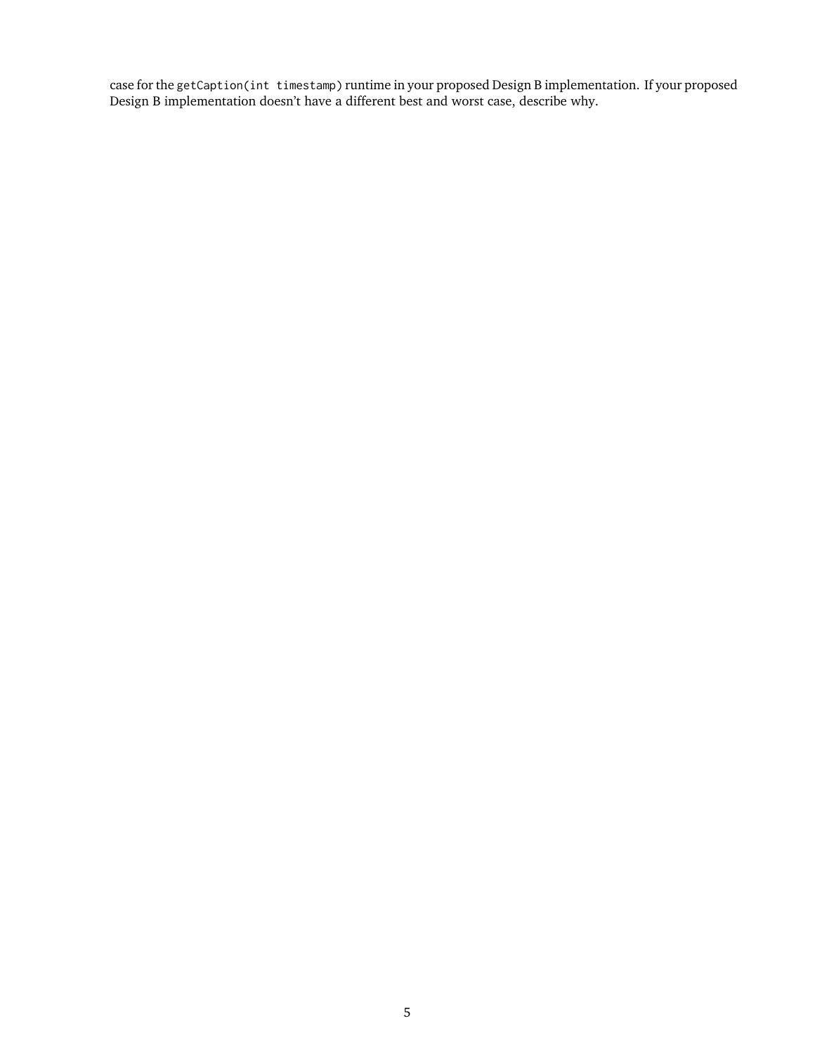case for the `getCaption(int timestamp)` runtime in your proposed Design B implementation. If your proposed Design B implementation doesn't have a different best and worst case, describe why.